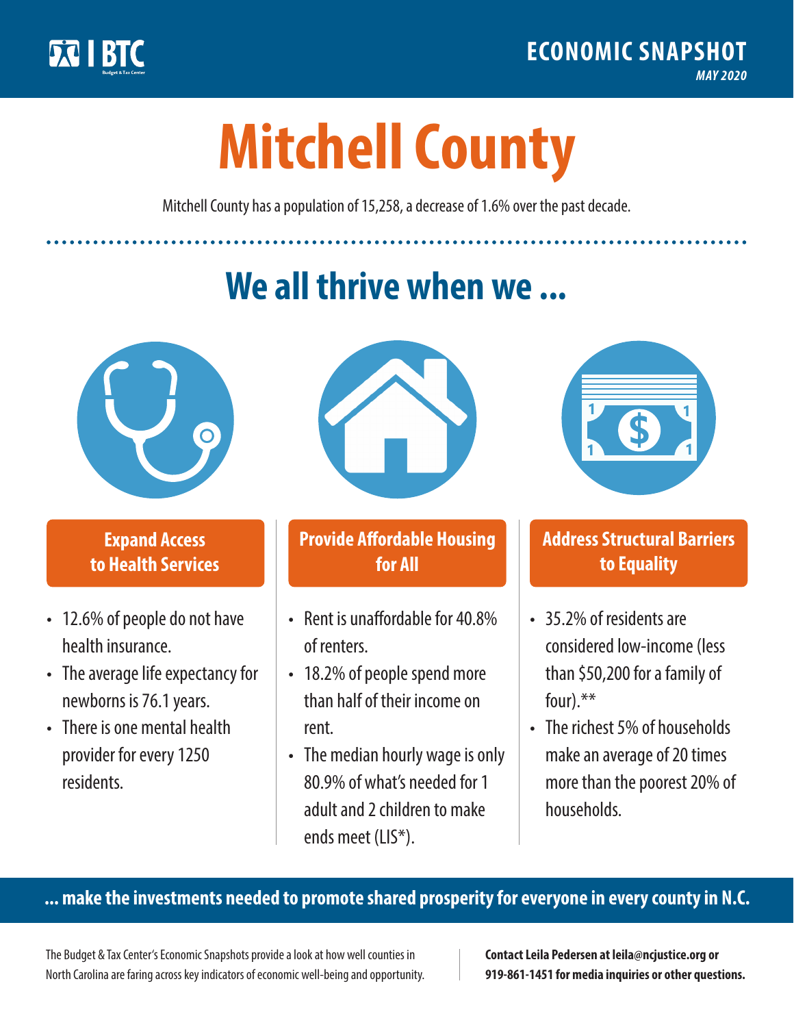BTC

**ECONOMIC SNAPSHOT**

*MAY 2020*

# Mitchell County

Mitchell County has a population of 15,258, a decrease of 1.6% over the past decade.

## We all thrive when we ...

### Expand Access to Health Services

- 12.6% of people do not have health insurance.
- The average life expectancy for newborns is 76.1 years.
- There is one mental health provider for every 1250 residents.

### Provide Affordable Housing for All

- Rent is unaffordable for 40.8% of renters.
- 18.2% of people spend more than half of their income on rent.
- The median hourly wage is only 80.9% of what's needed for 1 adult and 2 children to make ends meet (LIS*).

### Address Structural Barriers to Equality

- 35.2% of residents are considered low-income (less than $50,200 for a family of four).**
- The richest 5% of households make an average of 20 times more than the poorest 20% of households.

**... make the investments needed to promote shared prosperity for everyone in every county in N.C.**

The Budget & Tax Center's Economic Snapshots provide a look at how well counties in North Carolina are faring across key indicators of economic well-being and opportunity.

**Contact Leila Pedersen at leila@ncjustice.org or 919-861-1451 for media inquiries or other questions.**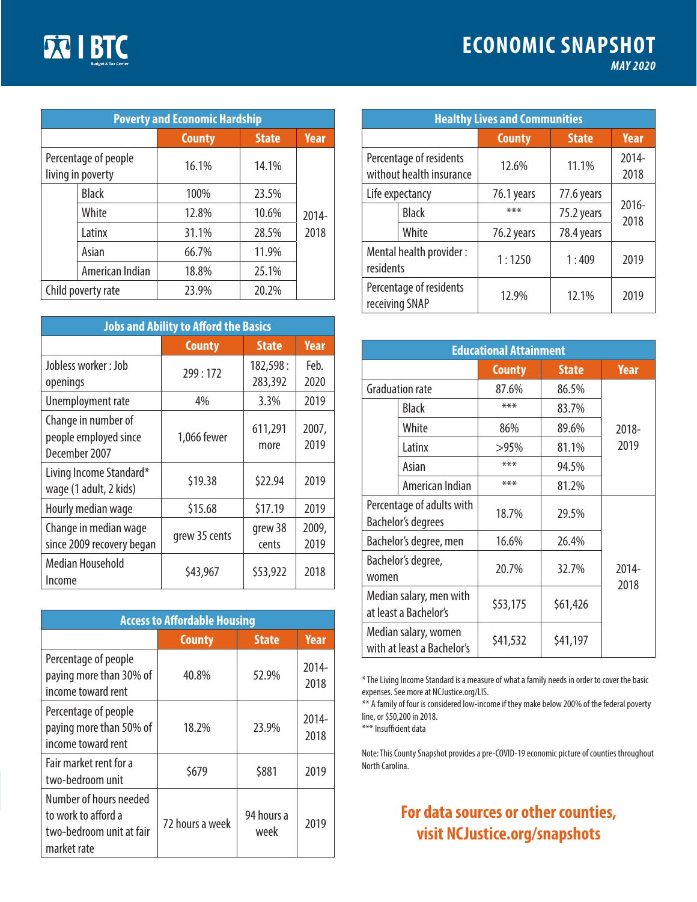BTC Budget & Tax Center

# ECONOMIC SNAPSHOT

*MAY 2020*

| Poverty and Economic Hardship | | County | State | Year |
|---|---|---|---|---|
| Percentage of people living in poverty | | 16.1% | 14.1% | 2014-2018 |
| | Black | 100% | 23.5% | |
| | White | 12.8% | 10.6% | |
| | Latinx | 31.1% | 28.5% | |
| | Asian | 66.7% | 11.9% | |
| | American Indian | 18.8% | 25.1% | |
| Child poverty rate | | 23.9% | 20.2% | |

| Jobs and Ability to Afford the Basics | County | State | Year |
|---|---|---|---|
| Jobless worker : Job openings | 299 : 172 | 182,598 : 283,392 | Feb. 2020 |
| Unemployment rate | 4% | 3.3% | 2019 |
| Change in number of people employed since December 2007 | 1,066 fewer | 611,291 more | 2007, 2019 |
| Living Income Standard* wage (1 adult, 2 kids) | $19.38 | $22.94 | 2019 |
| Hourly median wage | $15.68 | $17.19 | 2019 |
| Change in median wage since 2009 recovery began | grew 35 cents | grew 38 cents | 2009, 2019 |
| Median Household Income | $43,967 | $53,922 | 2018 |

| Access to Affordable Housing | County | State | Year |
|---|---|---|---|
| Percentage of people paying more than 30% of income toward rent | 40.8% | 52.9% | 2014-2018 |
| Percentage of people paying more than 50% of income toward rent | 18.2% | 23.9% | 2014-2018 |
| Fair market rent for a two-bedroom unit | $679 | $881 | 2019 |
| Number of hours needed to work to afford a two-bedroom unit at fair market rate | 72 hours a week | 94 hours a week | 2019 |

| Healthy Lives and Communities | | County | State | Year |
|---|---|---|---|---|
| Percentage of residents without health insurance | | 12.6% | 11.1% | 2014-2018 |
| Life expectancy | | 76.1 years | 77.6 years | 2016-2018 |
| | Black | *** | 75.2 years | |
| | White | 76.2 years | 78.4 years | |
| Mental health provider : residents | | 1 : 1250 | 1 : 409 | 2019 |
| Percentage of residents receiving SNAP | | 12.9% | 12.1% | 2019 |

| Educational Attainment | | County | State | Year |
|---|---|---|---|---|
| Graduation rate | | 87.6% | 86.5% | 2018-2019 |
| | Black | *** | 83.7% | |
| | White | 86% | 89.6% | |
| | Latinx | >95% | 81.1% | |
| | Asian | *** | 94.5% | |
| | American Indian | *** | 81.2% | |
| Percentage of adults with Bachelor's degrees | | 18.7% | 29.5% | 2014-2018 |
| Bachelor's degree, men | | 16.6% | 26.4% | |
| Bachelor's degree, women | | 20.7% | 32.7% | |
| Median salary, men with at least a Bachelor's | | $53,175 | $61,426 | |
| Median salary, women with at least a Bachelor's | | $41,532 | $41,197 | |

\* The Living Income Standard is a measure of what a family needs in order to cover the basic expenses. See more at NCJustice.org/LIS.

\** A family of four is considered low-income if they make below 200% of the federal poverty line, or $50,200 in 2018.

\*** Insufficient data

Note: This County Snapshot provides a pre-COVID-19 economic picture of counties throughout North Carolina.

**For data sources or other counties, visit NCJustice.org/snapshots**